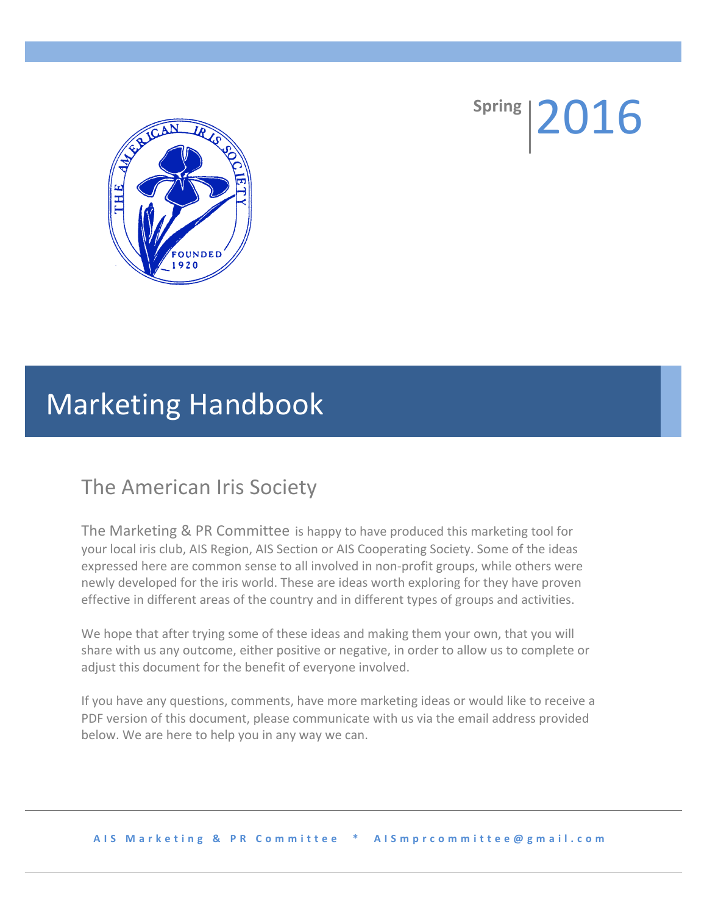Spring 2016

# Marketing Handbook

## The American Iris Society

The Marketing & PR Committee is happy to have produced this marketing tool for your local iris club, AIS Region, AIS Section or AIS Cooperating Society. Some of the ideas expressed here are common sense to all involved in non-profit groups, while others were newly developed for the iris world. These are ideas worth exploring for they have proven effective in different areas of the country and in different types of groups and activities.

We hope that after trying some of these ideas and making them your own, that you will share with us any outcome, either positive or negative, in order to allow us to complete or adjust this document for the benefit of everyone involved.

If you have any questions, comments, have more marketing ideas or would like to receive a PDF version of this document, please communicate with us via the email address provided below. We are here to help you in any way we can.

**AIS Marketing & PR Committee * AISmprcommittee@gmail.com**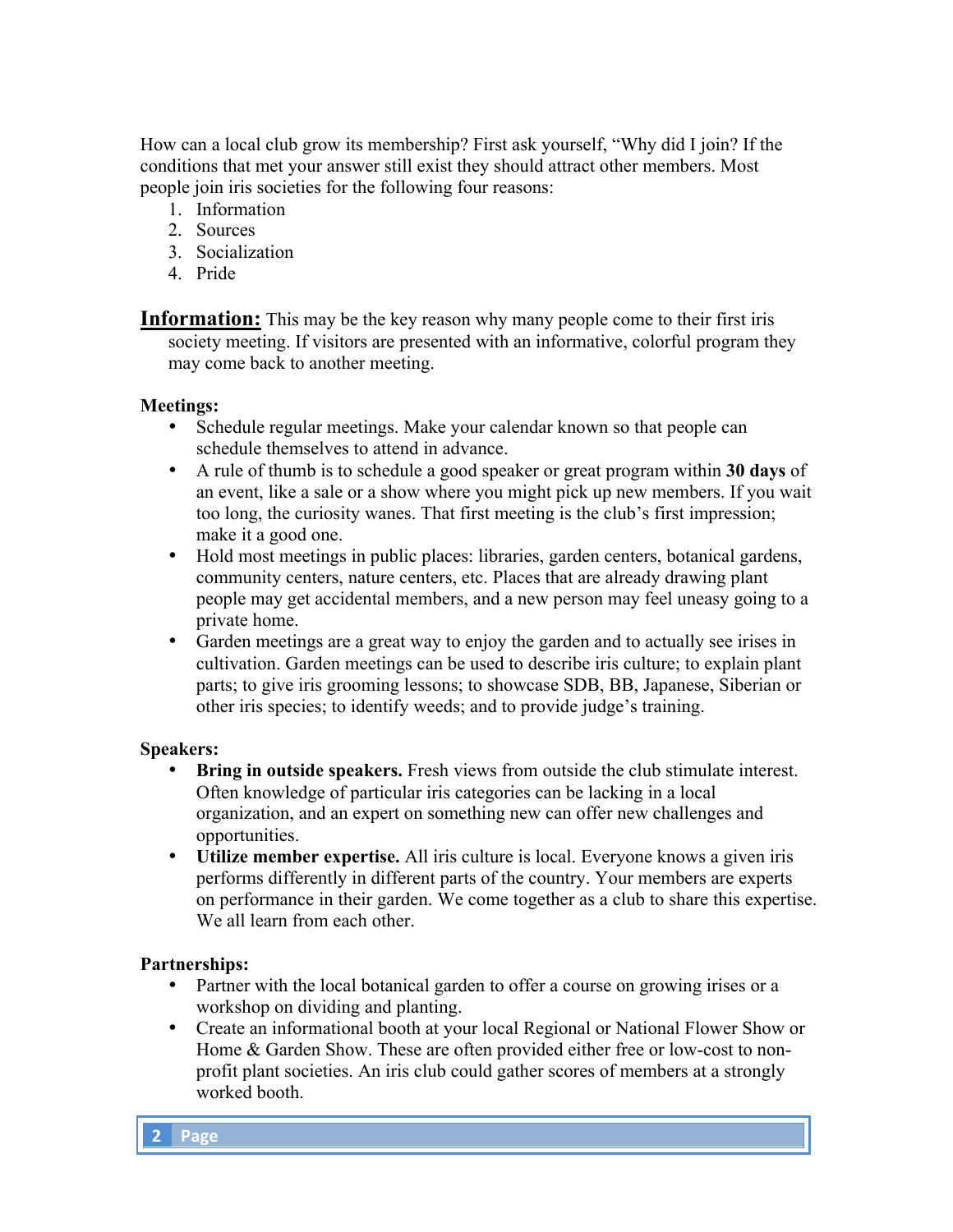How can a local club grow its membership? First ask yourself, "Why did I join? If the conditions that met your answer still exist they should attract other members. Most people join iris societies for the following four reasons:

1. Information
2. Sources
3. Socialization
4. Pride

**Information:** This may be the key reason why many people come to their first iris society meeting. If visitors are presented with an informative, colorful program they may come back to another meeting.

**Meetings:**

- Schedule regular meetings. Make your calendar known so that people can schedule themselves to attend in advance.
- A rule of thumb is to schedule a good speaker or great program within **30 days** of an event, like a sale or a show where you might pick up new members. If you wait too long, the curiosity wanes. That first meeting is the club's first impression; make it a good one.
- Hold most meetings in public places: libraries, garden centers, botanical gardens, community centers, nature centers, etc. Places that are already drawing plant people may get accidental members, and a new person may feel uneasy going to a private home.
- Garden meetings are a great way to enjoy the garden and to actually see irises in cultivation. Garden meetings can be used to describe iris culture; to explain plant parts; to give iris grooming lessons; to showcase SDB, BB, Japanese, Siberian or other iris species; to identify weeds; and to provide judge's training.

**Speakers:**

- **Bring in outside speakers.** Fresh views from outside the club stimulate interest. Often knowledge of particular iris categories can be lacking in a local organization, and an expert on something new can offer new challenges and opportunities.
- **Utilize member expertise.** All iris culture is local. Everyone knows a given iris performs differently in different parts of the country. Your members are experts on performance in their garden. We come together as a club to share this expertise. We all learn from each other.

**Partnerships:**

- Partner with the local botanical garden to offer a course on growing irises or a workshop on dividing and planting.
- Create an informational booth at your local Regional or National Flower Show or Home & Garden Show. These are often provided either free or low-cost to non-profit plant societies. An iris club could gather scores of members at a strongly worked booth.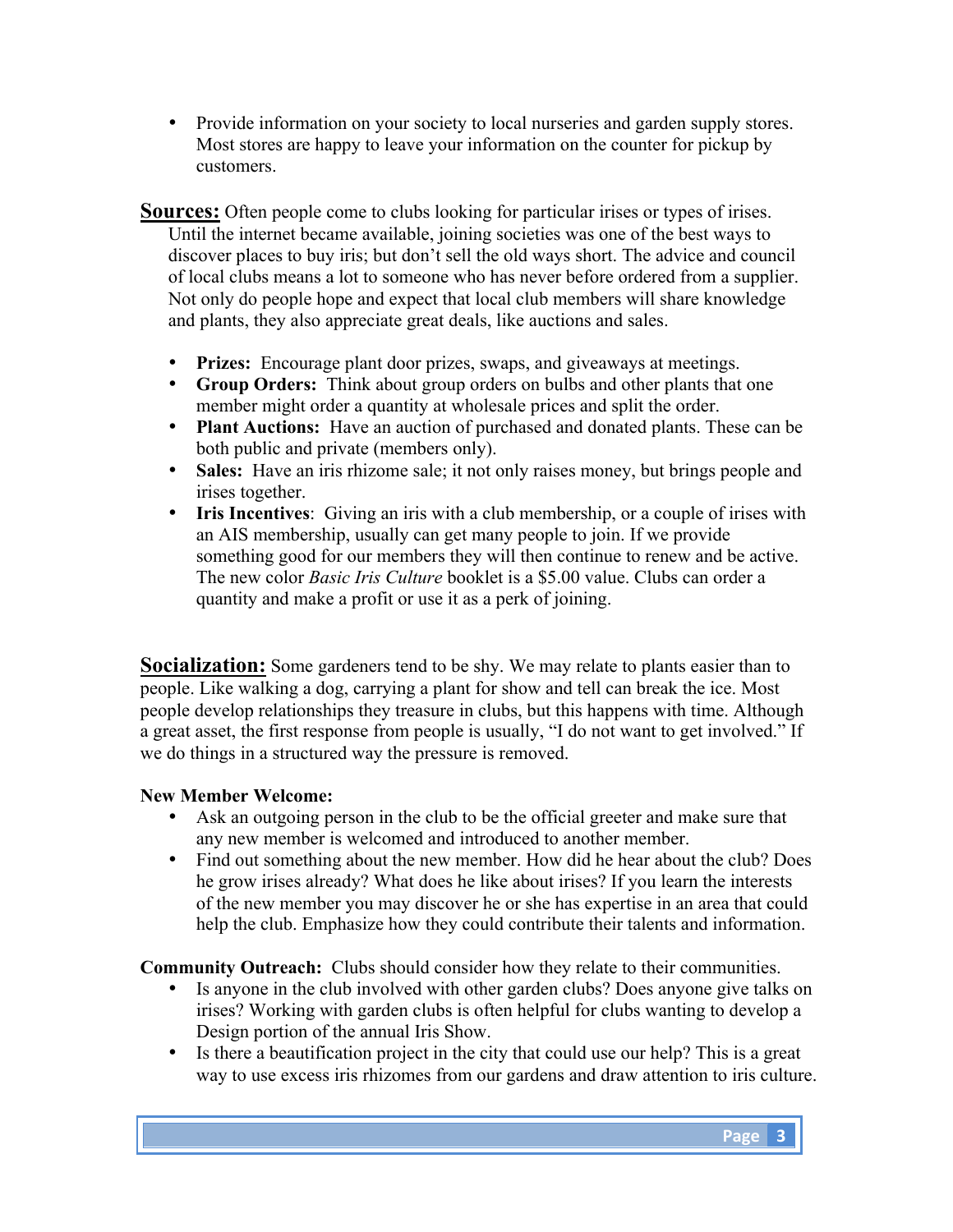- Provide information on your society to local nurseries and garden supply stores. Most stores are happy to leave your information on the counter for pickup by customers.

**Sources:** Often people come to clubs looking for particular irises or types of irises. Until the internet became available, joining societies was one of the best ways to discover places to buy iris; but don't sell the old ways short. The advice and council of local clubs means a lot to someone who has never before ordered from a supplier. Not only do people hope and expect that local club members will share knowledge and plants, they also appreciate great deals, like auctions and sales.

- **Prizes:** Encourage plant door prizes, swaps, and giveaways at meetings.
- **Group Orders:** Think about group orders on bulbs and other plants that one member might order a quantity at wholesale prices and split the order.
- **Plant Auctions:** Have an auction of purchased and donated plants. These can be both public and private (members only).
- **Sales:** Have an iris rhizome sale; it not only raises money, but brings people and irises together.
- **Iris Incentives**: Giving an iris with a club membership, or a couple of irises with an AIS membership, usually can get many people to join. If we provide something good for our members they will then continue to renew and be active. The new color *Basic Iris Culture* booklet is a $5.00 value. Clubs can order a quantity and make a profit or use it as a perk of joining.

**Socialization:** Some gardeners tend to be shy. We may relate to plants easier than to people. Like walking a dog, carrying a plant for show and tell can break the ice. Most people develop relationships they treasure in clubs, but this happens with time. Although a great asset, the first response from people is usually, "I do not want to get involved." If we do things in a structured way the pressure is removed.

**New Member Welcome:**

- Ask an outgoing person in the club to be the official greeter and make sure that any new member is welcomed and introduced to another member.
- Find out something about the new member. How did he hear about the club? Does he grow irises already? What does he like about irises? If you learn the interests of the new member you may discover he or she has expertise in an area that could help the club. Emphasize how they could contribute their talents and information.

**Community Outreach:** Clubs should consider how they relate to their communities.

- Is anyone in the club involved with other garden clubs? Does anyone give talks on irises? Working with garden clubs is often helpful for clubs wanting to develop a Design portion of the annual Iris Show.
- Is there a beautification project in the city that could use our help? This is a great way to use excess iris rhizomes from our gardens and draw attention to iris culture.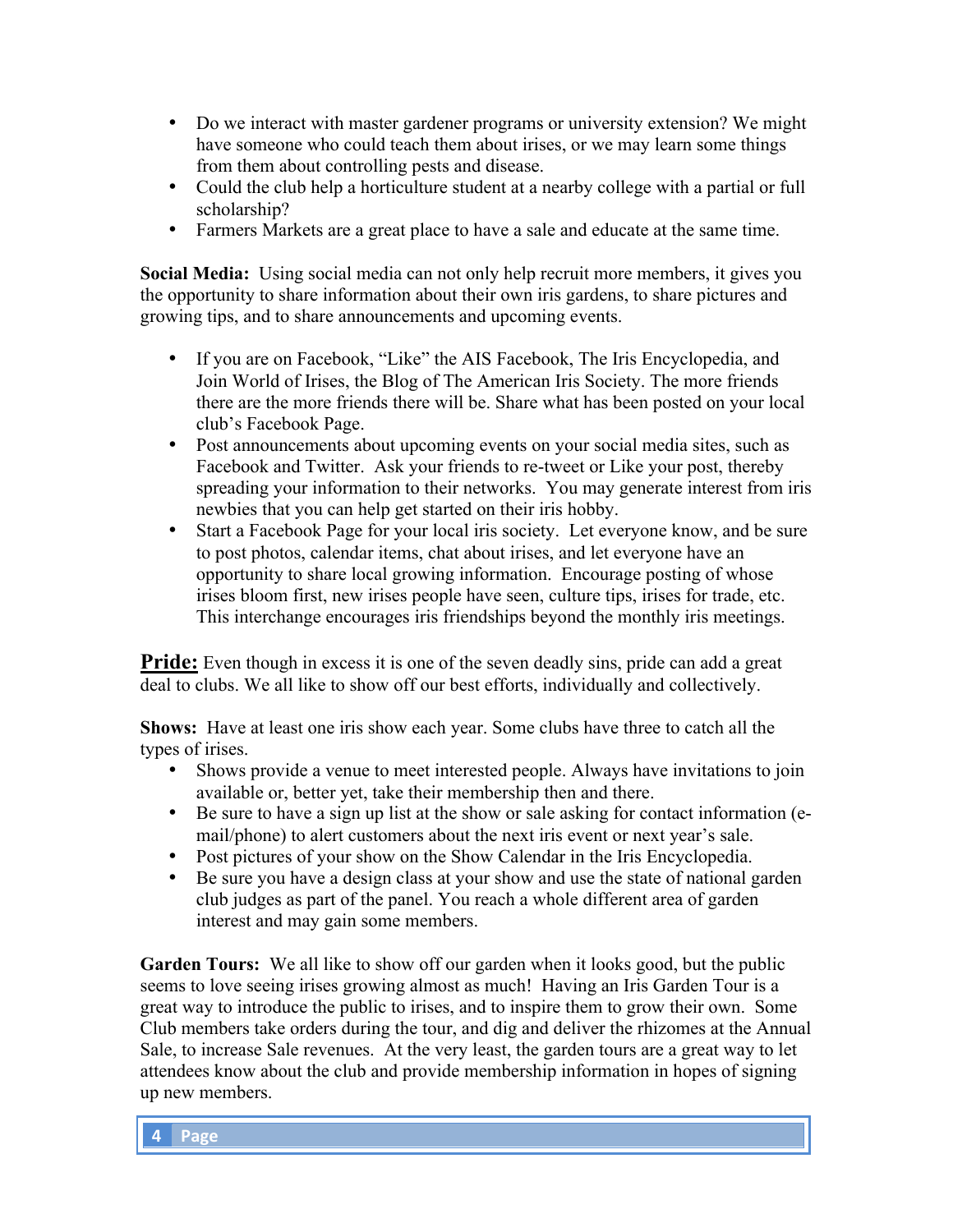- Do we interact with master gardener programs or university extension? We might have someone who could teach them about irises, or we may learn some things from them about controlling pests and disease.
- Could the club help a horticulture student at a nearby college with a partial or full scholarship?
- Farmers Markets are a great place to have a sale and educate at the same time.

**Social Media:** Using social media can not only help recruit more members, it gives you the opportunity to share information about their own iris gardens, to share pictures and growing tips, and to share announcements and upcoming events.

- If you are on Facebook, "Like" the AIS Facebook, The Iris Encyclopedia, and Join World of Irises, the Blog of The American Iris Society. The more friends there are the more friends there will be. Share what has been posted on your local club's Facebook Page.
- Post announcements about upcoming events on your social media sites, such as Facebook and Twitter. Ask your friends to re-tweet or Like your post, thereby spreading your information to their networks. You may generate interest from iris newbies that you can help get started on their iris hobby.
- Start a Facebook Page for your local iris society. Let everyone know, and be sure to post photos, calendar items, chat about irises, and let everyone have an opportunity to share local growing information. Encourage posting of whose irises bloom first, new irises people have seen, culture tips, irises for trade, etc. This interchange encourages iris friendships beyond the monthly iris meetings.

**Pride:** Even though in excess it is one of the seven deadly sins, pride can add a great deal to clubs. We all like to show off our best efforts, individually and collectively.

**Shows:** Have at least one iris show each year. Some clubs have three to catch all the types of irises.

- Shows provide a venue to meet interested people. Always have invitations to join available or, better yet, take their membership then and there.
- Be sure to have a sign up list at the show or sale asking for contact information (e-mail/phone) to alert customers about the next iris event or next year's sale.
- Post pictures of your show on the Show Calendar in the Iris Encyclopedia.
- Be sure you have a design class at your show and use the state of national garden club judges as part of the panel. You reach a whole different area of garden interest and may gain some members.

**Garden Tours:** We all like to show off our garden when it looks good, but the public seems to love seeing irises growing almost as much! Having an Iris Garden Tour is a great way to introduce the public to irises, and to inspire them to grow their own. Some Club members take orders during the tour, and dig and deliver the rhizomes at the Annual Sale, to increase Sale revenues. At the very least, the garden tours are a great way to let attendees know about the club and provide membership information in hopes of signing up new members.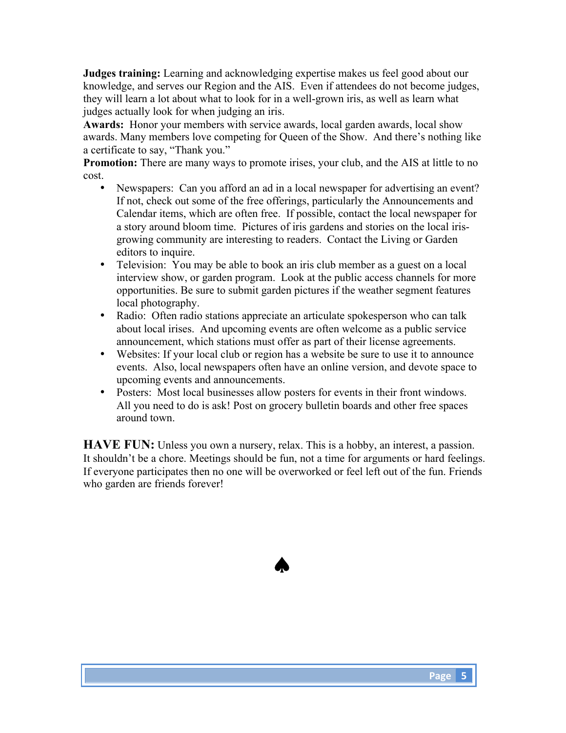**Judges training:** Learning and acknowledging expertise makes us feel good about our knowledge, and serves our Region and the AIS. Even if attendees do not become judges, they will learn a lot about what to look for in a well-grown iris, as well as learn what judges actually look for when judging an iris.

**Awards:** Honor your members with service awards, local garden awards, local show awards. Many members love competing for Queen of the Show. And there's nothing like a certificate to say, "Thank you."

**Promotion:** There are many ways to promote irises, your club, and the AIS at little to no cost.

- Newspapers: Can you afford an ad in a local newspaper for advertising an event? If not, check out some of the free offerings, particularly the Announcements and Calendar items, which are often free. If possible, contact the local newspaper for a story around bloom time. Pictures of iris gardens and stories on the local iris-growing community are interesting to readers. Contact the Living or Garden editors to inquire.
- Television: You may be able to book an iris club member as a guest on a local interview show, or garden program. Look at the public access channels for more opportunities. Be sure to submit garden pictures if the weather segment features local photography.
- Radio: Often radio stations appreciate an articulate spokesperson who can talk about local irises. And upcoming events are often welcome as a public service announcement, which stations must offer as part of their license agreements.
- Websites: If your local club or region has a website be sure to use it to announce events. Also, local newspapers often have an online version, and devote space to upcoming events and announcements.
- Posters: Most local businesses allow posters for events in their front windows. All you need to do is ask! Post on grocery bulletin boards and other free spaces around town.

**HAVE FUN:** Unless you own a nursery, relax. This is a hobby, an interest, a passion. It shouldn't be a chore. Meetings should be fun, not a time for arguments or hard feelings. If everyone participates then no one will be overworked or feel left out of the fun. Friends who garden are friends forever!

♠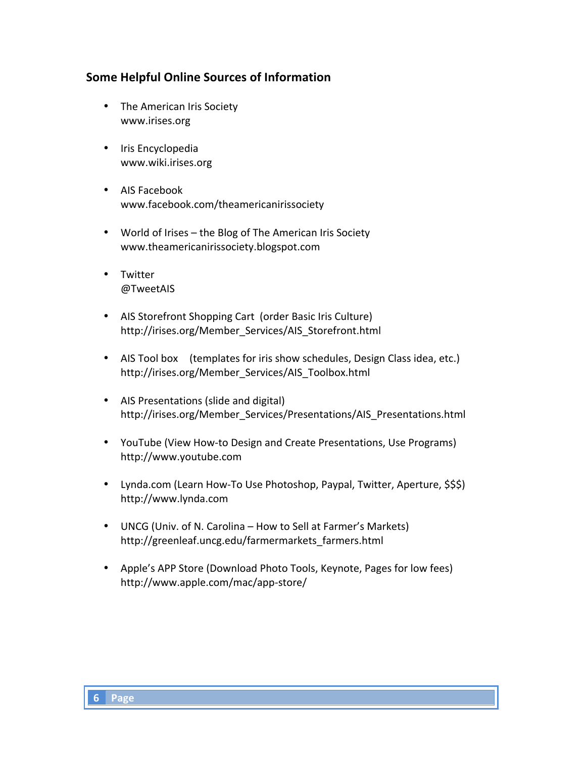## Some Helpful Online Sources of Information

- The American Iris Society
  www.irises.org

- Iris Encyclopedia
  www.wiki.irises.org

- AIS Facebook
  www.facebook.com/theamericanirissociety

- World of Irises – the Blog of The American Iris Society
  www.theamericanirissociety.blogspot.com

- Twitter
  @TweetAIS

- AIS Storefront Shopping Cart (order Basic Iris Culture)
  http://irises.org/Member_Services/AIS_Storefront.html

- AIS Tool box (templates for iris show schedules, Design Class idea, etc.)
  http://irises.org/Member_Services/AIS_Toolbox.html

- AIS Presentations (slide and digital)
  http://irises.org/Member_Services/Presentations/AIS_Presentations.html

- YouTube (View How-to Design and Create Presentations, Use Programs)
  http://www.youtube.com

- Lynda.com (Learn How-To Use Photoshop, Paypal, Twitter, Aperture, $$$)
  http://www.lynda.com

- UNCG (Univ. of N. Carolina – How to Sell at Farmer's Markets)
  http://greenleaf.uncg.edu/farmermarkets_farmers.html

- Apple's APP Store (Download Photo Tools, Keynote, Pages for low fees)
  http://www.apple.com/mac/app-store/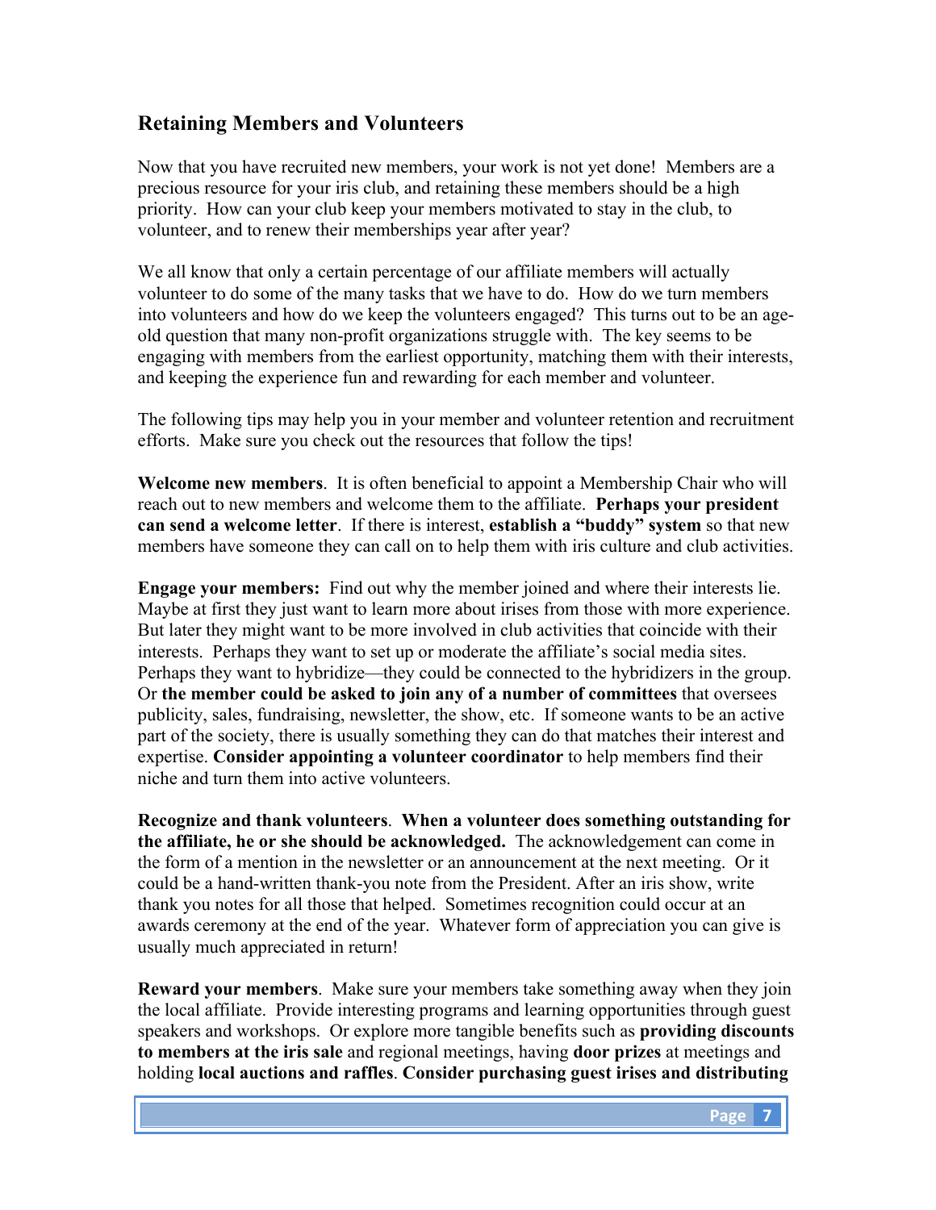## Retaining Members and Volunteers

Now that you have recruited new members, your work is not yet done! Members are a precious resource for your iris club, and retaining these members should be a high priority. How can your club keep your members motivated to stay in the club, to volunteer, and to renew their memberships year after year?

We all know that only a certain percentage of our affiliate members will actually volunteer to do some of the many tasks that we have to do. How do we turn members into volunteers and how do we keep the volunteers engaged? This turns out to be an age-old question that many non-profit organizations struggle with. The key seems to be engaging with members from the earliest opportunity, matching them with their interests, and keeping the experience fun and rewarding for each member and volunteer.

The following tips may help you in your member and volunteer retention and recruitment efforts. Make sure you check out the resources that follow the tips!

**Welcome new members**. It is often beneficial to appoint a Membership Chair who will reach out to new members and welcome them to the affiliate. **Perhaps your president can send a welcome letter**. If there is interest, **establish a "buddy" system** so that new members have someone they can call on to help them with iris culture and club activities.

**Engage your members:** Find out why the member joined and where their interests lie. Maybe at first they just want to learn more about irises from those with more experience. But later they might want to be more involved in club activities that coincide with their interests. Perhaps they want to set up or moderate the affiliate's social media sites. Perhaps they want to hybridize—they could be connected to the hybridizers in the group. Or **the member could be asked to join any of a number of committees** that oversees publicity, sales, fundraising, newsletter, the show, etc. If someone wants to be an active part of the society, there is usually something they can do that matches their interest and expertise. **Consider appointing a volunteer coordinator** to help members find their niche and turn them into active volunteers.

**Recognize and thank volunteers**. **When a volunteer does something outstanding for the affiliate, he or she should be acknowledged.** The acknowledgement can come in the form of a mention in the newsletter or an announcement at the next meeting. Or it could be a hand-written thank-you note from the President. After an iris show, write thank you notes for all those that helped. Sometimes recognition could occur at an awards ceremony at the end of the year. Whatever form of appreciation you can give is usually much appreciated in return!

**Reward your members**. Make sure your members take something away when they join the local affiliate. Provide interesting programs and learning opportunities through guest speakers and workshops. Or explore more tangible benefits such as **providing discounts to members at the iris sale** and regional meetings, having **door prizes** at meetings and holding **local auctions and raffles**. **Consider purchasing guest irises and distributing**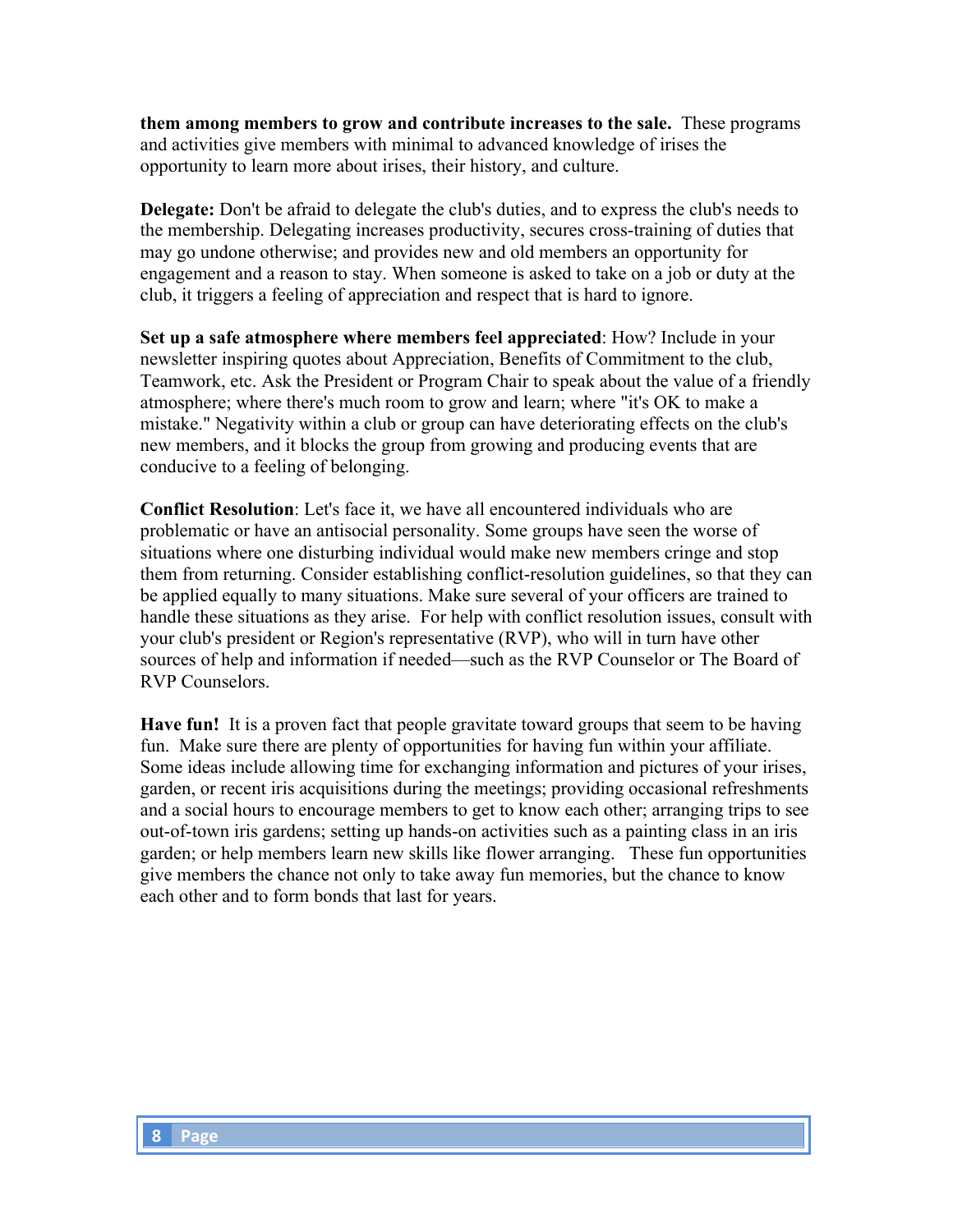**them among members to grow and contribute increases to the sale.** These programs and activities give members with minimal to advanced knowledge of irises the opportunity to learn more about irises, their history, and culture.

**Delegate:** Don't be afraid to delegate the club's duties, and to express the club's needs to the membership. Delegating increases productivity, secures cross-training of duties that may go undone otherwise; and provides new and old members an opportunity for engagement and a reason to stay. When someone is asked to take on a job or duty at the club, it triggers a feeling of appreciation and respect that is hard to ignore.

**Set up a safe atmosphere where members feel appreciated**: How? Include in your newsletter inspiring quotes about Appreciation, Benefits of Commitment to the club, Teamwork, etc. Ask the President or Program Chair to speak about the value of a friendly atmosphere; where there's much room to grow and learn; where "it's OK to make a mistake." Negativity within a club or group can have deteriorating effects on the club's new members, and it blocks the group from growing and producing events that are conducive to a feeling of belonging.

**Conflict Resolution**: Let's face it, we have all encountered individuals who are problematic or have an antisocial personality. Some groups have seen the worse of situations where one disturbing individual would make new members cringe and stop them from returning. Consider establishing conflict-resolution guidelines, so that they can be applied equally to many situations. Make sure several of your officers are trained to handle these situations as they arise. For help with conflict resolution issues, consult with your club's president or Region's representative (RVP), who will in turn have other sources of help and information if needed—such as the RVP Counselor or The Board of RVP Counselors.

**Have fun!** It is a proven fact that people gravitate toward groups that seem to be having fun. Make sure there are plenty of opportunities for having fun within your affiliate. Some ideas include allowing time for exchanging information and pictures of your irises, garden, or recent iris acquisitions during the meetings; providing occasional refreshments and a social hours to encourage members to get to know each other; arranging trips to see out-of-town iris gardens; setting up hands-on activities such as a painting class in an iris garden; or help members learn new skills like flower arranging. These fun opportunities give members the chance not only to take away fun memories, but the chance to know each other and to form bonds that last for years.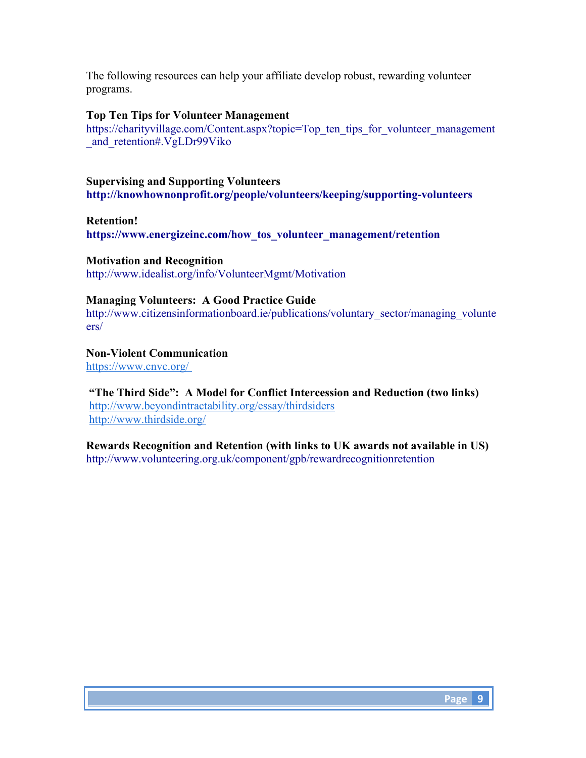The following resources can help your affiliate develop robust, rewarding volunteer programs.

**Top Ten Tips for Volunteer Management**
https://charityvillage.com/Content.aspx?topic=Top_ten_tips_for_volunteer_management_and_retention#.VgLDr99Viko

**Supervising and Supporting Volunteers**
**http://knowhownonprofit.org/people/volunteers/keeping/supporting-volunteers**

**Retention!**
**https://www.energizeinc.com/how_tos_volunteer_management/retention**

**Motivation and Recognition**
http://www.idealist.org/info/VolunteerMgmt/Motivation

**Managing Volunteers: A Good Practice Guide**
http://www.citizensinformationboard.ie/publications/voluntary_sector/managing_volunteers/

**Non-Violent Communication**
https://www.cnvc.org/

**"The Third Side": A Model for Conflict Intercession and Reduction (two links)**
http://www.beyondintractability.org/essay/thirdsiders
http://www.thirdside.org/

**Rewards Recognition and Retention (with links to UK awards not available in US)**
http://www.volunteering.org.uk/component/gpb/rewardrecognitionretention